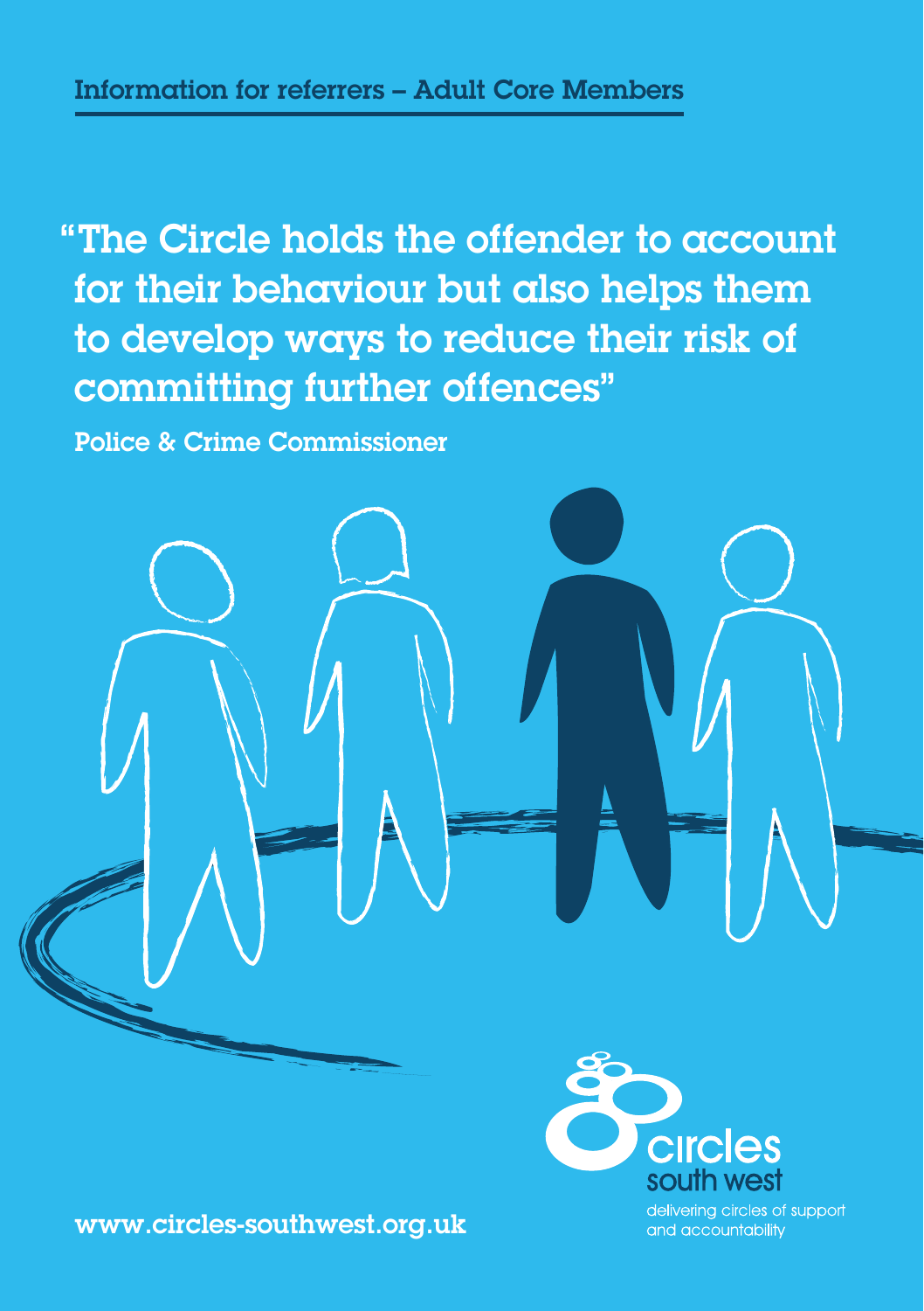Information for referrers – Adult Core Members

# "The Circle holds the offender to account for their behaviour but also helps them to develop ways to reduce their risk of committing further offences"

Police & Crime Commissioner

circles south west

delivering circles of support and accountability

www.circles-southwest.org.uk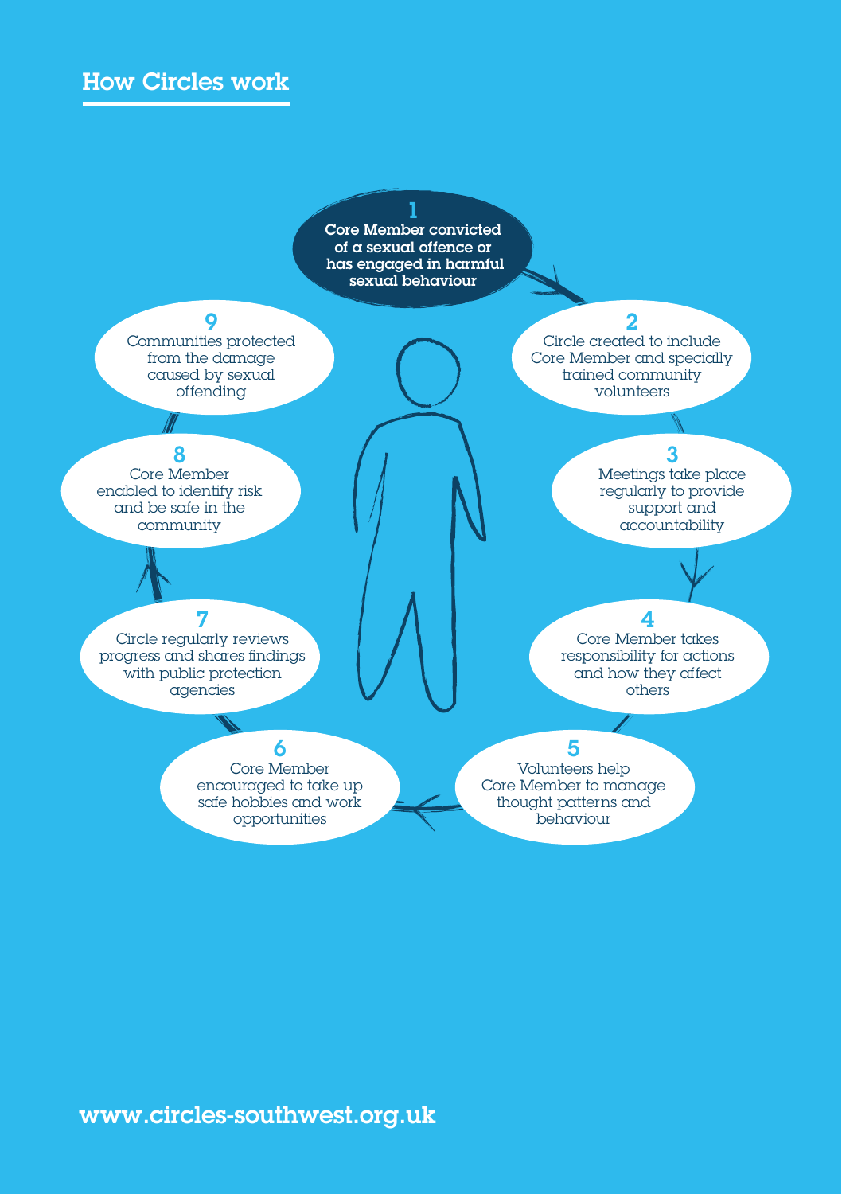## How Circles work

1. **Core Member convicted of a sexual offence or has engaged in harmful sexual behaviour**
2. Circle created to include Core Member and specially trained community volunteers
3. Meetings take place regularly to provide support and accountability
4. Core Member takes responsibility for actions and how they affect others
5. Volunteers help Core Member to manage thought patterns and behaviour
6. Core Member encouraged to take up safe hobbies and work opportunities
7. Circle regularly reviews progress and shares findings with public protection agencies
8. Core Member enabled to identify risk and be safe in the community
9. Communities protected from the damage caused by sexual offending

www.circles-southwest.org.uk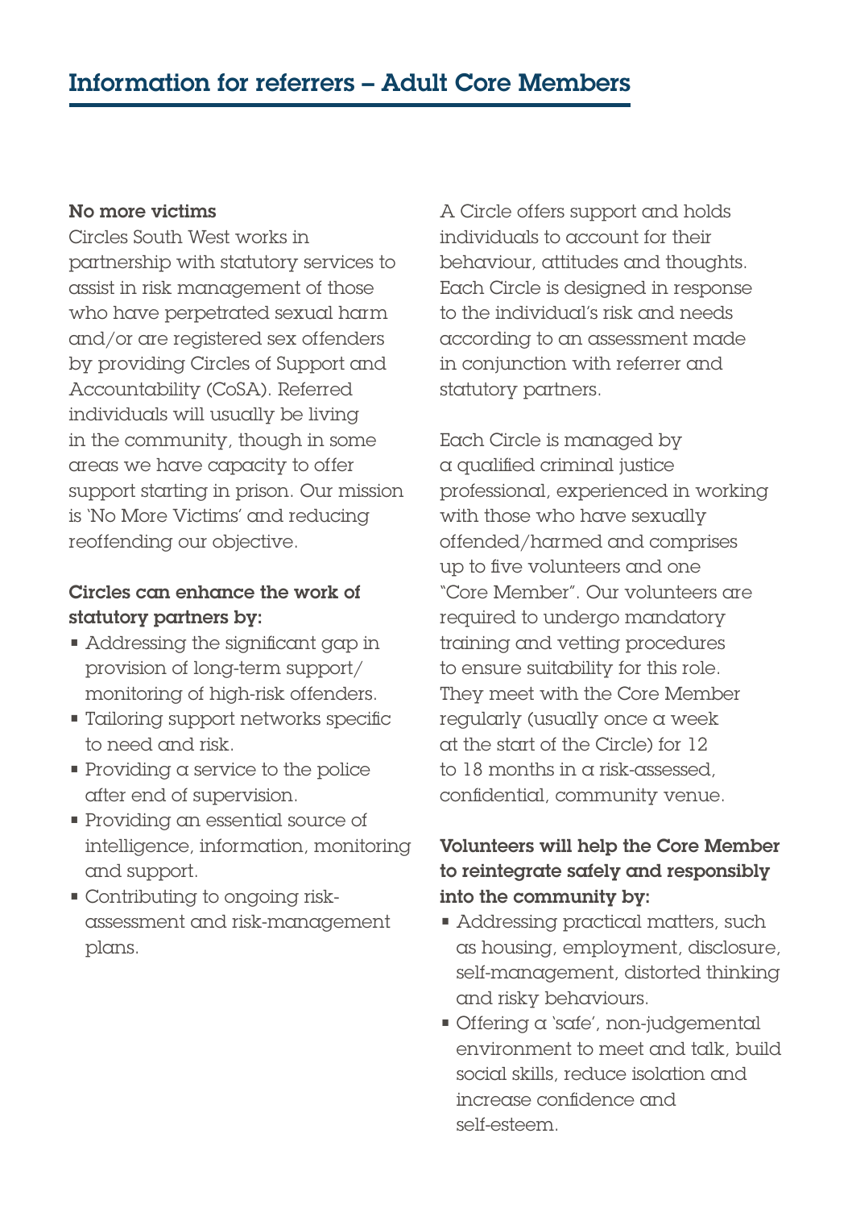# Information for referrers – Adult Core Members

**No more victims**

Circles South West works in partnership with statutory services to assist in risk management of those who have perpetrated sexual harm and/or are registered sex offenders by providing Circles of Support and Accountability (CoSA). Referred individuals will usually be living in the community, though in some areas we have capacity to offer support starting in prison. Our mission is 'No More Victims' and reducing reoffending our objective.

**Circles can enhance the work of statutory partners by:**

- Addressing the significant gap in provision of long-term support/monitoring of high-risk offenders.
- Tailoring support networks specific to need and risk.
- Providing a service to the police after end of supervision.
- Providing an essential source of intelligence, information, monitoring and support.
- Contributing to ongoing risk-assessment and risk-management plans.

A Circle offers support and holds individuals to account for their behaviour, attitudes and thoughts. Each Circle is designed in response to the individual's risk and needs according to an assessment made in conjunction with referrer and statutory partners.

Each Circle is managed by a qualified criminal justice professional, experienced in working with those who have sexually offended/harmed and comprises up to five volunteers and one "Core Member". Our volunteers are required to undergo mandatory training and vetting procedures to ensure suitability for this role. They meet with the Core Member regularly (usually once a week at the start of the Circle) for 12 to 18 months in a risk-assessed, confidential, community venue.

**Volunteers will help the Core Member to reintegrate safely and responsibly into the community by:**

- Addressing practical matters, such as housing, employment, disclosure, self-management, distorted thinking and risky behaviours.
- Offering a 'safe', non-judgemental environment to meet and talk, build social skills, reduce isolation and increase confidence and self-esteem.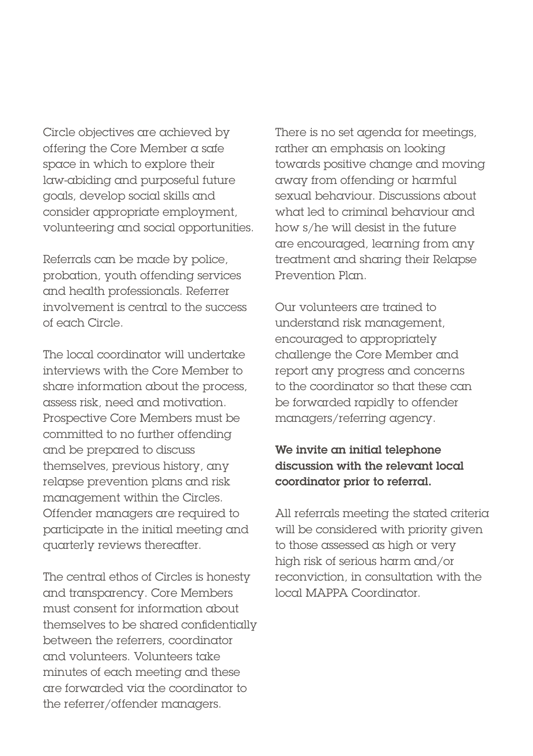Circle objectives are achieved by offering the Core Member a safe space in which to explore their law-abiding and purposeful future goals, develop social skills and consider appropriate employment, volunteering and social opportunities.

Referrals can be made by police, probation, youth offending services and health professionals. Referrer involvement is central to the success of each Circle.

The local coordinator will undertake interviews with the Core Member to share information about the process, assess risk, need and motivation. Prospective Core Members must be committed to no further offending and be prepared to discuss themselves, previous history, any relapse prevention plans and risk management within the Circles. Offender managers are required to participate in the initial meeting and quarterly reviews thereafter.

The central ethos of Circles is honesty and transparency. Core Members must consent for information about themselves to be shared confidentially between the referrers, coordinator and volunteers. Volunteers take minutes of each meeting and these are forwarded via the coordinator to the referrer/offender managers.

There is no set agenda for meetings, rather an emphasis on looking towards positive change and moving away from offending or harmful sexual behaviour. Discussions about what led to criminal behaviour and how s/he will desist in the future are encouraged, learning from any treatment and sharing their Relapse Prevention Plan.

Our volunteers are trained to understand risk management, encouraged to appropriately challenge the Core Member and report any progress and concerns to the coordinator so that these can be forwarded rapidly to offender managers/referring agency.

**We invite an initial telephone discussion with the relevant local coordinator prior to referral.**

All referrals meeting the stated criteria will be considered with priority given to those assessed as high or very high risk of serious harm and/or reconviction, in consultation with the local MAPPA Coordinator.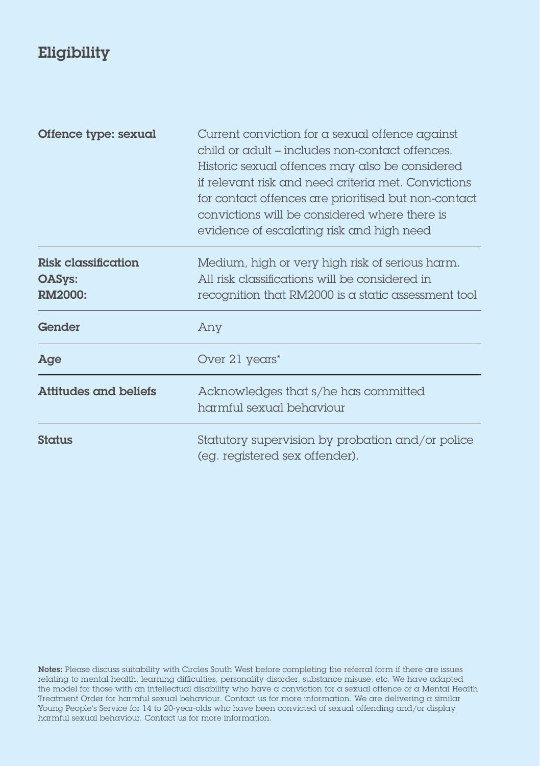## Eligibility

| | |
|---|---|
| **Offence type: sexual** | Current conviction for a sexual offence against child or adult – includes non-contact offences. Historic sexual offences may also be considered if relevant risk and need criteria met. Convictions for contact offences are prioritised but non-contact convictions will be considered where there is evidence of escalating risk and high need |
| **Risk classification OASys: RM2000:** | Medium, high or very high risk of serious harm. All risk classifications will be considered in recognition that RM2000 is a static assessment tool |
| **Gender** | Any |
| **Age** | Over 21 years* |
| **Attitudes and beliefs** | Acknowledges that s/he has committed harmful sexual behaviour |
| **Status** | Statutory supervision by probation and/or police (eg. registered sex offender). |

**Notes:** Please discuss suitability with Circles South West before completing the referral form if there are issues relating to mental health, learning difficulties, personality disorder, substance misuse, etc. We have adapted the model for those with an intellectual disability who have a conviction for a sexual offence or a Mental Health Treatment Order for harmful sexual behaviour. Contact us for more information. We are delivering a similar Young People's Service for 14 to 20-year-olds who have been convicted of sexual offending and/or display harmful sexual behaviour. Contact us for more information.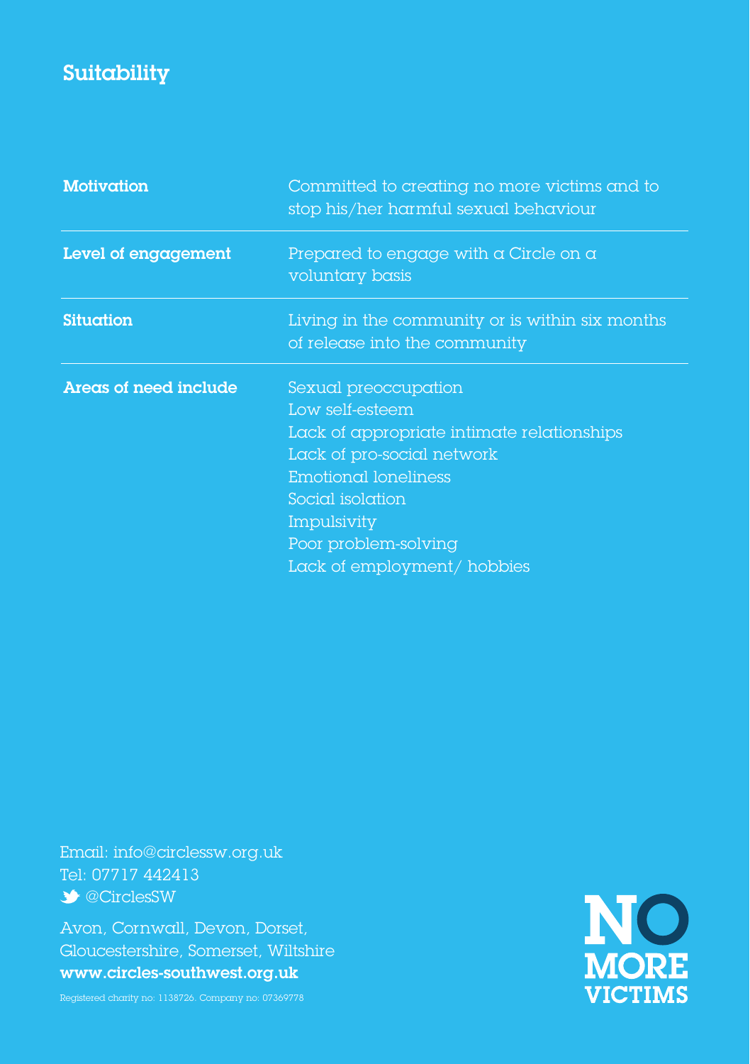## Suitability

| | |
|---|---|
| **Motivation** | Committed to creating no more victims and to stop his/her harmful sexual behaviour |
| **Level of engagement** | Prepared to engage with a Circle on a voluntary basis |
| **Situation** | Living in the community or is within six months of release into the community |
| **Areas of need include** | Sexual preoccupation<br>Low self-esteem<br>Lack of appropriate intimate relationships<br>Lack of pro-social network<br>Emotional loneliness<br>Social isolation<br>Impulsivity<br>Poor problem-solving<br>Lack of employment/ hobbies |

Email: info@circlessw.org.uk
Tel: 07717 442413
@CirclesSW

Avon, Cornwall, Devon, Dorset, Gloucestershire, Somerset, Wiltshire
**www.circles-southwest.org.uk**

Registered charity no: 1138726. Company no: 07369778

NO MORE VICTIMS